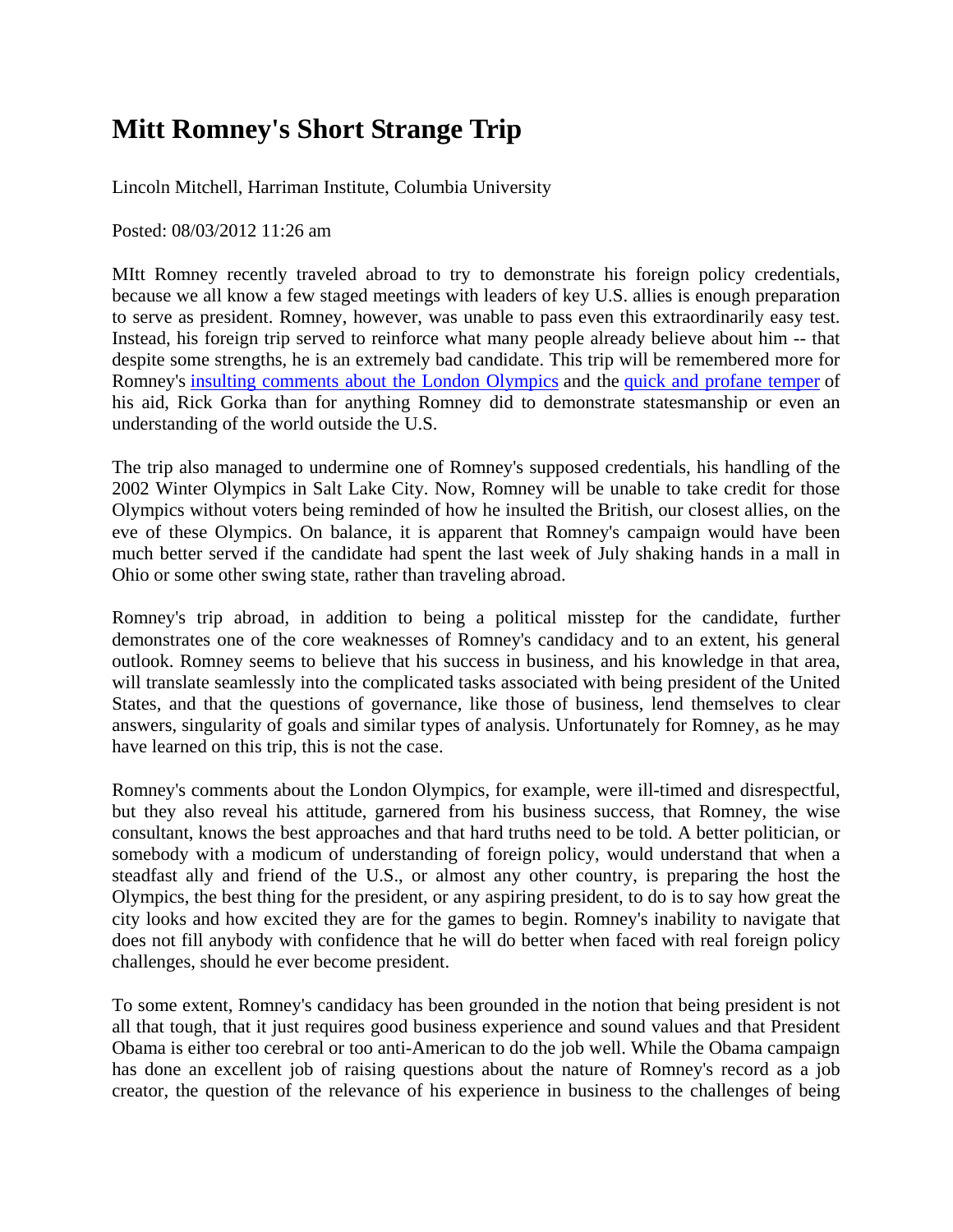# Mitt Romney's Short Strange Trip

Lincoln Mitchell, Harriman Institute, Columbia University

Posted: 08/03/2012 11:26 am

MItt Romney recently traveled abroad to try to demonstrate his foreign policy credentials, because we all know a few staged meetings with leaders of key U.S. allies is enough preparation to serve as president. Romney, however, was unable to pass even this extraordinarily easy test. Instead, his foreign trip served to reinforce what many people already believe about him -- that despite some strengths, he is an extremely bad candidate. This trip will be remembered more for Romney's insulting comments about the London Olympics and the quick and profane temper of his aid, Rick Gorka than for anything Romney did to demonstrate statesmanship or even an understanding of the world outside the U.S.

The trip also managed to undermine one of Romney's supposed credentials, his handling of the 2002 Winter Olympics in Salt Lake City. Now, Romney will be unable to take credit for those Olympics without voters being reminded of how he insulted the British, our closest allies, on the eve of these Olympics. On balance, it is apparent that Romney's campaign would have been much better served if the candidate had spent the last week of July shaking hands in a mall in Ohio or some other swing state, rather than traveling abroad.

Romney's trip abroad, in addition to being a political misstep for the candidate, further demonstrates one of the core weaknesses of Romney's candidacy and to an extent, his general outlook. Romney seems to believe that his success in business, and his knowledge in that area, will translate seamlessly into the complicated tasks associated with being president of the United States, and that the questions of governance, like those of business, lend themselves to clear answers, singularity of goals and similar types of analysis. Unfortunately for Romney, as he may have learned on this trip, this is not the case.

Romney's comments about the London Olympics, for example, were ill-timed and disrespectful, but they also reveal his attitude, garnered from his business success, that Romney, the wise consultant, knows the best approaches and that hard truths need to be told. A better politician, or somebody with a modicum of understanding of foreign policy, would understand that when a steadfast ally and friend of the U.S., or almost any other country, is preparing the host the Olympics, the best thing for the president, or any aspiring president, to do is to say how great the city looks and how excited they are for the games to begin. Romney's inability to navigate that does not fill anybody with confidence that he will do better when faced with real foreign policy challenges, should he ever become president.

To some extent, Romney's candidacy has been grounded in the notion that being president is not all that tough, that it just requires good business experience and sound values and that President Obama is either too cerebral or too anti-American to do the job well. While the Obama campaign has done an excellent job of raising questions about the nature of Romney's record as a job creator, the question of the relevance of his experience in business to the challenges of being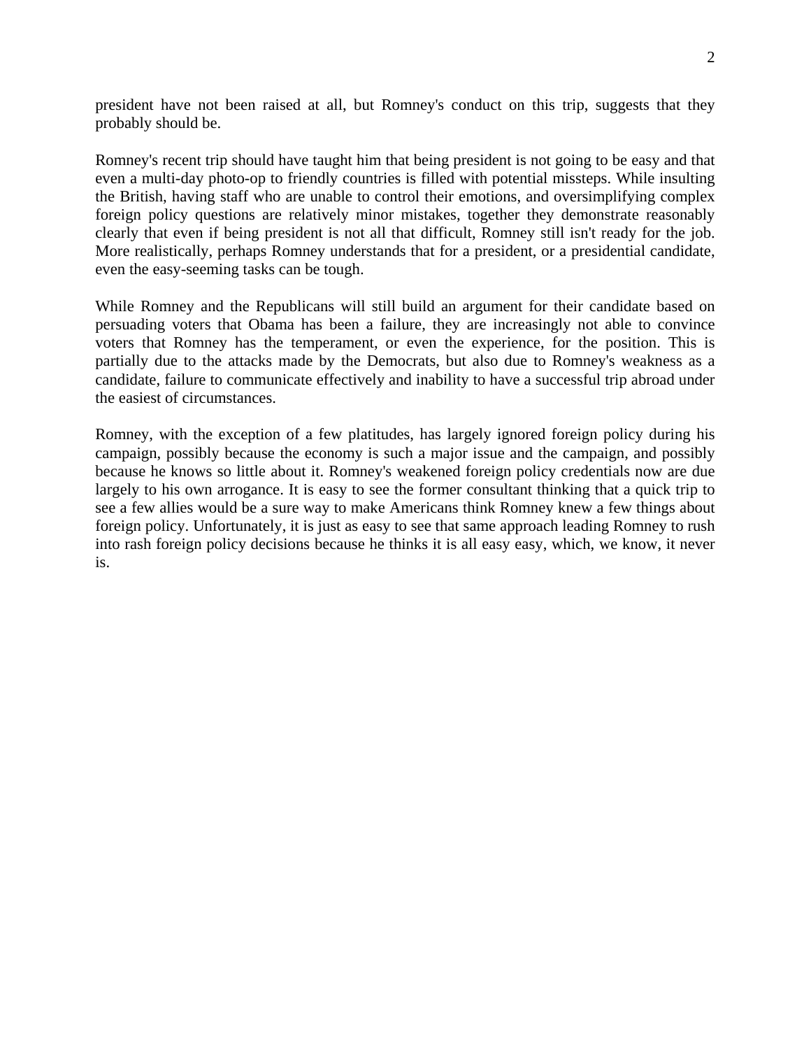president have not been raised at all, but Romney's conduct on this trip, suggests that they probably should be.

Romney's recent trip should have taught him that being president is not going to be easy and that even a multi-day photo-op to friendly countries is filled with potential missteps. While insulting the British, having staff who are unable to control their emotions, and oversimplifying complex foreign policy questions are relatively minor mistakes, together they demonstrate reasonably clearly that even if being president is not all that difficult, Romney still isn't ready for the job. More realistically, perhaps Romney understands that for a president, or a presidential candidate, even the easy-seeming tasks can be tough.

While Romney and the Republicans will still build an argument for their candidate based on persuading voters that Obama has been a failure, they are increasingly not able to convince voters that Romney has the temperament, or even the experience, for the position. This is partially due to the attacks made by the Democrats, but also due to Romney's weakness as a candidate, failure to communicate effectively and inability to have a successful trip abroad under the easiest of circumstances.

Romney, with the exception of a few platitudes, has largely ignored foreign policy during his campaign, possibly because the economy is such a major issue and the campaign, and possibly because he knows so little about it. Romney's weakened foreign policy credentials now are due largely to his own arrogance. It is easy to see the former consultant thinking that a quick trip to see a few allies would be a sure way to make Americans think Romney knew a few things about foreign policy. Unfortunately, it is just as easy to see that same approach leading Romney to rush into rash foreign policy decisions because he thinks it is all easy easy, which, we know, it never is.